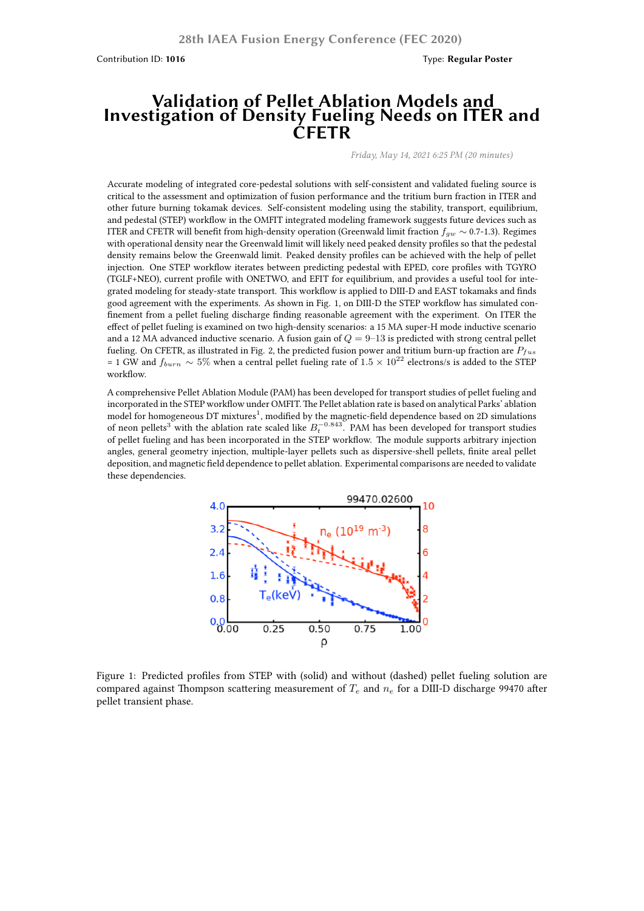28th IAEA Fusion Energy Conference (FEC 2020)

Contribution ID: **1016**

Type: **Regular Poster**

# Validation of Pellet Ablation Models and Investigation of Density Fueling Needs on ITER and CFETR

*Friday, May 14, 2021 6:25 PM (20 minutes)*

Accurate modeling of integrated core-pedestal solutions with self-consistent and validated fueling source is critical to the assessment and optimization of fusion performance and the tritium burn fraction in ITER and other future burning tokamak devices. Self-consistent modeling using the stability, transport, equilibrium, and pedestal (STEP) workflow in the OMFIT integrated modeling framework suggests future devices such as ITER and CFETR will benefit from high-density operation (Greenwald limit fraction $f_{gw} \sim$ 0.7-1.3). Regimes with operational density near the Greenwald limit will likely need peaked density profiles so that the pedestal density remains below the Greenwald limit. Peaked density profiles can be achieved with the help of pellet injection. One STEP workflow iterates between predicting pedestal with EPED, core profiles with TGYRO (TGLF+NEO), current profile with ONETWO, and EFIT for equilibrium, and provides a useful tool for integrated modeling for steady-state transport. This workflow is applied to DIII-D and EAST tokamaks and finds good agreement with the experiments. As shown in Fig. 1, on DIII-D the STEP workflow has simulated confinement from a pellet fueling discharge finding reasonable agreement with the experiment. On ITER the effect of pellet fueling is examined on two high-density scenarios: a 15 MA super-H mode inductive scenario and a 12 MA advanced inductive scenario. A fusion gain of $Q = 9$–$13$ is predicted with strong central pellet fueling. On CFETR, as illustrated in Fig. 2, the predicted fusion power and tritium burn-up fraction are $P_{fus}$ = 1 GW and $f_{burn} \sim 5\%$ when a central pellet fueling rate of $1.5 \times 10^{22}$ electrons/s is added to the STEP workflow.

A comprehensive Pellet Ablation Module (PAM) has been developed for transport studies of pellet fueling and incorporated in the STEP workflow under OMFIT. The Pellet ablation rate is based on analytical Parks' ablation model for homogeneous DT mixtures[1], modified by the magnetic-field dependence based on 2D simulations of neon pellets[3] with the ablation rate scaled like $B_t^{-0.843}$. PAM has been developed for transport studies of pellet fueling and has been incorporated in the STEP workflow. The module supports arbitrary injection angles, general geometry injection, multiple-layer pellets such as dispersive-shell pellets, finite areal pellet deposition, and magnetic field dependence to pellet ablation. Experimental comparisons are needed to validate these dependencies.

Figure 1: Predicted profiles from STEP with (solid) and without (dashed) pellet fueling solution are compared against Thompson scattering measurement of $T_e$ and $n_e$ for a DIII-D discharge 99470 after pellet transient phase.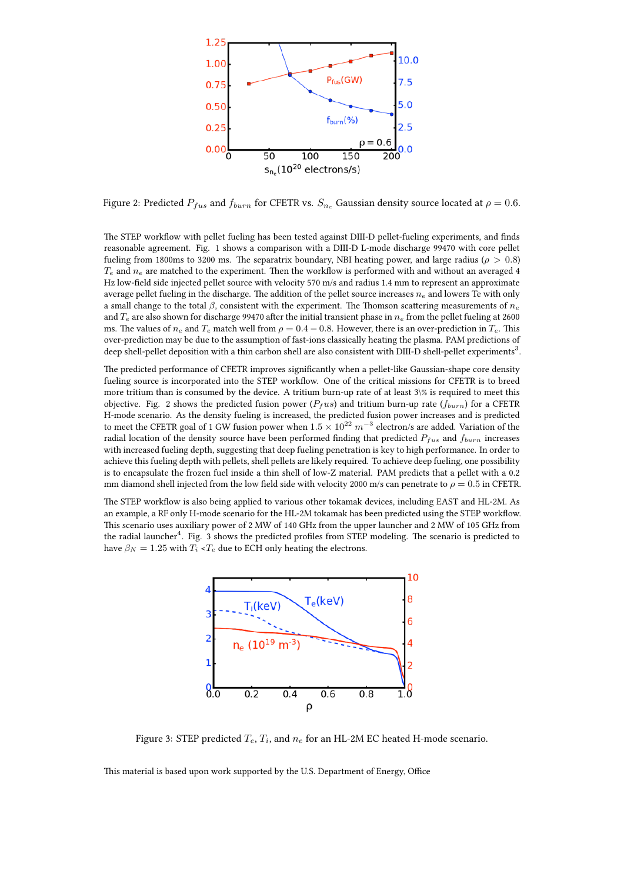Figure 2: Predicted $P_{fus}$ and $f_{burn}$ for CFETR vs. $S_{n_e}$ Gaussian density source located at $\rho = 0.6$.

The STEP workflow with pellet fueling has been tested against DIII-D pellet-fueling experiments, and finds reasonable agreement. Fig. 1 shows a comparison with a DIII-D L-mode discharge 99470 with core pellet fueling from 1800ms to 3200 ms. The separatrix boundary, NBI heating power, and large radius ($\rho > 0.8$) $T_e$ and $n_e$ are matched to the experiment. Then the workflow is performed with and without an averaged 4 Hz low-field side injected pellet source with velocity 570 m/s and radius 1.4 mm to represent an approximate average pellet fueling in the discharge. The addition of the pellet source increases $n_e$ and lowers Te with only a small change to the total $\beta$, consistent with the experiment. The Thomson scattering measurements of $n_e$ and $T_e$ are also shown for discharge 99470 after the initial transient phase in $n_e$ from the pellet fueling at 2600 ms. The values of $n_e$ and $T_e$ match well from $\rho = 0.4 - 0.8$. However, there is an over-prediction in $T_e$. This over-prediction may be due to the assumption of fast-ions classically heating the plasma. PAM predictions of deep shell-pellet deposition with a thin carbon shell are also consistent with DIII-D shell-pellet experiments[3].

The predicted performance of CFETR improves significantly when a pellet-like Gaussian-shape core density fueling source is incorporated into the STEP workflow. One of the critical missions for CFETR is to breed more tritium than is consumed by the device. A tritium burn-up rate of at least 3\% is required to meet this objective. Fig. 2 shows the predicted fusion power ($P_fus$) and tritium burn-up rate ($f_{burn}$) for a CFETR H-mode scenario. As the density fueling is increased, the predicted fusion power increases and is predicted to meet the CFETR goal of 1 GW fusion power when $1.5 \times 10^{22}$ $m^{-3}$ electron/s are added. Variation of the radial location of the density source have been performed finding that predicted $P_{fus}$ and $f_{burn}$ increases with increased fueling depth, suggesting that deep fueling penetration is key to high performance. In order to achieve this fueling depth with pellets, shell pellets are likely required. To achieve deep fueling, one possibility is to encapsulate the frozen fuel inside a thin shell of low-Z material. PAM predicts that a pellet with a 0.2 mm diamond shell injected from the low field side with velocity 2000 m/s can penetrate to $\rho = 0.5$ in CFETR.

The STEP workflow is also being applied to various other tokamak devices, including EAST and HL-2M. As an example, a RF only H-mode scenario for the HL-2M tokamak has been predicted using the STEP workflow. This scenario uses auxiliary power of 2 MW of 140 GHz from the upper launcher and 2 MW of 105 GHz from the radial launcher[4]. Fig. 3 shows the predicted profiles from STEP modeling. The scenario is predicted to have $\beta_N = 1.25$ with $T_i < T_e$ due to ECH only heating the electrons.

Figure 3: STEP predicted $T_e$, $T_i$, and $n_e$ for an HL-2M EC heated H-mode scenario.

This material is based upon work supported by the U.S. Department of Energy, Office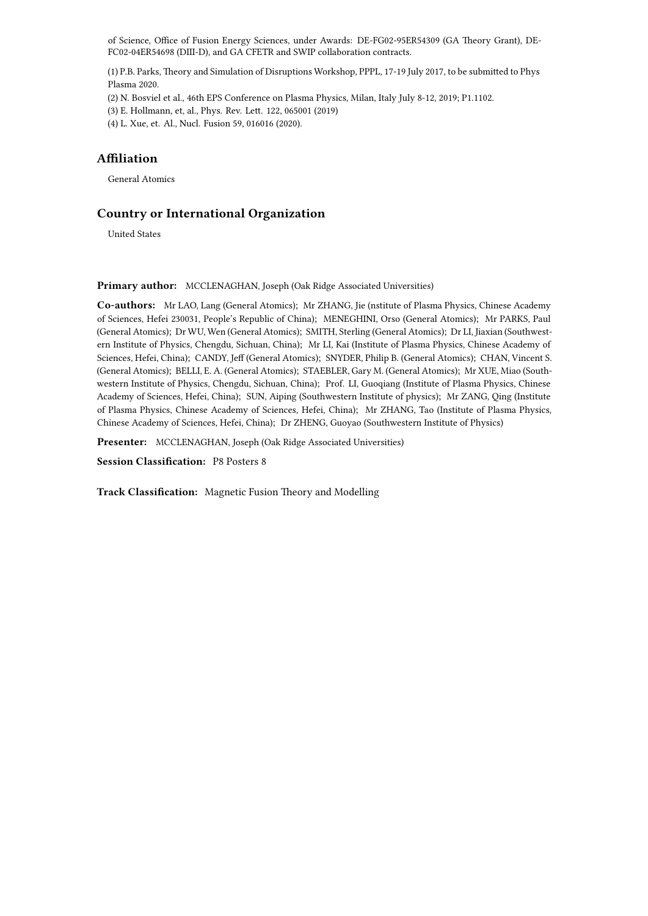of Science, Office of Fusion Energy Sciences, under Awards: DE-FG02-95ER54309 (GA Theory Grant), DE-FC02-04ER54698 (DIII-D), and GA CFETR and SWIP collaboration contracts.

(1) P.B. Parks, Theory and Simulation of Disruptions Workshop, PPPL, 17-19 July 2017, to be submitted to Phys Plasma 2020.

(2) N. Bosviel et al., 46th EPS Conference on Plasma Physics, Milan, Italy July 8-12, 2019; P1.1102.

(3) E. Hollmann, et, al., Phys. Rev. Lett. 122, 065001 (2019)

(4) L. Xue, et. Al., Nucl. Fusion 59, 016016 (2020).

## Affiliation

General Atomics

## Country or International Organization

United States

**Primary author:** MCCLENAGHAN, Joseph (Oak Ridge Associated Universities)

**Co-authors:** Mr LAO, Lang (General Atomics); Mr ZHANG, Jie (nstitute of Plasma Physics, Chinese Academy of Sciences, Hefei 230031, People's Republic of China); MENEGHINI, Orso (General Atomics); Mr PARKS, Paul (General Atomics); Dr WU, Wen (General Atomics); SMITH, Sterling (General Atomics); Dr LI, Jiaxian (Southwestern Institute of Physics, Chengdu, Sichuan, China); Mr LI, Kai (Institute of Plasma Physics, Chinese Academy of Sciences, Hefei, China); CANDY, Jeff (General Atomics); SNYDER, Philip B. (General Atomics); CHAN, Vincent S. (General Atomics); BELLI, E. A. (General Atomics); STAEBLER, Gary M. (General Atomics); Mr XUE, Miao (Southwestern Institute of Physics, Chengdu, Sichuan, China); Prof. LI, Guoqiang (Institute of Plasma Physics, Chinese Academy of Sciences, Hefei, China); SUN, Aiping (Southwestern Institute of physics); Mr ZANG, Qing (Institute of Plasma Physics, Chinese Academy of Sciences, Hefei, China); Mr ZHANG, Tao (Institute of Plasma Physics, Chinese Academy of Sciences, Hefei, China); Dr ZHENG, Guoyao (Southwestern Institute of Physics)

**Presenter:** MCCLENAGHAN, Joseph (Oak Ridge Associated Universities)

**Session Classification:** P8 Posters 8

**Track Classification:** Magnetic Fusion Theory and Modelling